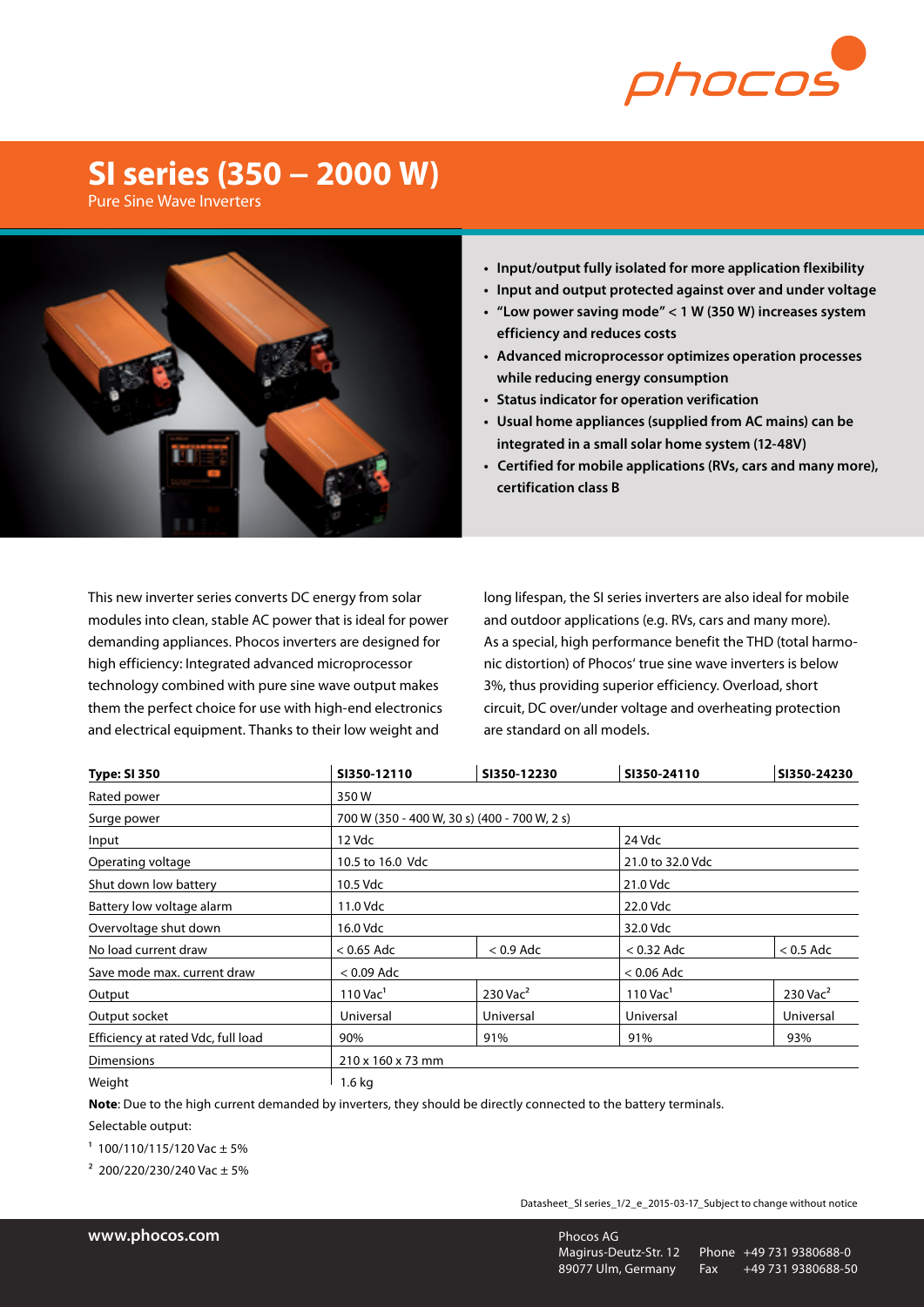# SI series (350 – 2000 W)

Pure Sine Wave Inverters

- Input/output fully isolated for more application flexibility
- Input and output protected against over and under voltage
- "Low power saving mode" < 1 W (350 W) increases system efficiency and reduces costs
- Advanced microprocessor optimizes operation processes while reducing energy consumption
- Status indicator for operation verification
- Usual home appliances (supplied from AC mains) can be integrated in a small solar home system (12-48V)
- Certified for mobile applications (RVs, cars and many more), certification class B

This new inverter series converts DC energy from solar modules into clean, stable AC power that is ideal for power demanding appliances. Phocos inverters are designed for high efficiency: Integrated advanced microprocessor technology combined with pure sine wave output makes them the perfect choice for use with high-end electronics and electrical equipment. Thanks to their low weight and long lifespan, the SI series inverters are also ideal for mobile and outdoor applications (e.g. RVs, cars and many more). As a special, high performance benefit the THD (total harmonic distortion) of Phocos' true sine wave inverters is below 3%, thus providing superior efficiency. Overload, short circuit, DC over/under voltage and overheating protection are standard on all models.

| **Type: SI 350** | **SI350-12110** | **SI350-12230** | **SI350-24110** | **SI350-24230** |
|---|---|---|---|---|
| Rated power | 350 W | | | |
| Surge power | 700 W (350 - 400 W, 30 s) (400 - 700 W, 2 s) | | | |
| Input | 12 Vdc | | 24 Vdc | |
| Operating voltage | 10.5 to 16.0 Vdc | | 21.0 to 32.0 Vdc | |
| Shut down low battery | 10.5 Vdc | | 21.0 Vdc | |
| Battery low voltage alarm | 11.0 Vdc | | 22.0 Vdc | |
| Overvoltage shut down | 16.0 Vdc | | 32.0 Vdc | |
| No load current draw | < 0.65 Adc | < 0.9 Adc | < 0.32 Adc | < 0.5 Adc |
| Save mode max. current draw | < 0.09 Adc | | < 0.06 Adc | |
| Output | 110 Vac[1] | 230 Vac[2] | 110 Vac[1] | 230 Vac[2] |
| Output socket | Universal | Universal | Universal | Universal |
| Efficiency at rated Vdc, full load | 90% | 91% | 91% | 93% |
| Dimensions | 210 x 160 x 73 mm | | | |
| Weight | 1.6 kg | | | |

**Note**: Due to the high current demanded by inverters, they should be directly connected to the battery terminals.

Selectable output:

[1] 100/110/115/120 Vac ± 5%

[2] 200/220/230/240 Vac ± 5%

Datasheet_SI series_1/2_e_2015-03-17_Subject to change without notice

www.phocos.com

Phocos AG
Magirus-Deutz-Str. 12
89077 Ulm, Germany
Phone +49 731 9380688-0
Fax +49 731 9380688-50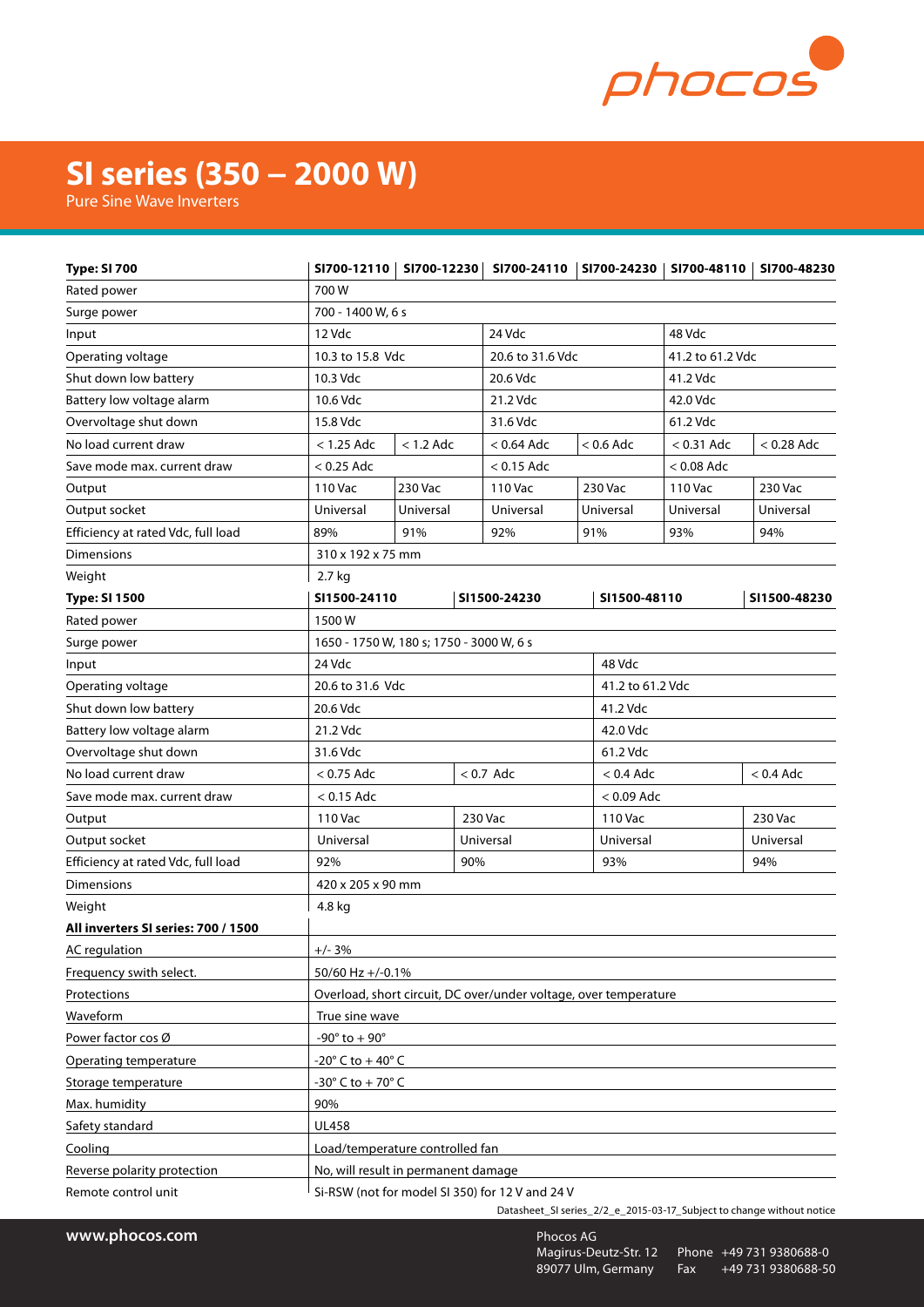# SI series (350 – 2000 W)

Pure Sine Wave Inverters

| **Type: SI 700** | **SI700-12110** | **SI700-12230** | **SI700-24110** | **SI700-24230** | **SI700-48110** | **SI700-48230** |
|---|---|---|---|---|---|---|
| Rated power | 700 W | | | | | |
| Surge power | 700 - 1400 W, 6 s | | | | | |
| Input | 12 Vdc | | 24 Vdc | | 48 Vdc | |
| Operating voltage | 10.3 to 15.8 Vdc | | 20.6 to 31.6 Vdc | | 41.2 to 61.2 Vdc | |
| Shut down low battery | 10.3 Vdc | | 20.6 Vdc | | 41.2 Vdc | |
| Battery low voltage alarm | 10.6 Vdc | | 21.2 Vdc | | 42.0 Vdc | |
| Overvoltage shut down | 15.8 Vdc | | 31.6 Vdc | | 61.2 Vdc | |
| No load current draw | < 1.25 Adc | < 1.2 Adc | < 0.64 Adc | < 0.6 Adc | < 0.31 Adc | < 0.28 Adc |
| Save mode max. current draw | < 0.25 Adc | | < 0.15 Adc | | < 0.08 Adc | |
| Output | 110 Vac | 230 Vac | 110 Vac | 230 Vac | 110 Vac | 230 Vac |
| Output socket | Universal | Universal | Universal | Universal | Universal | Universal |
| Efficiency at rated Vdc, full load | 89% | 91% | 92% | 91% | 93% | 94% |
| Dimensions | 310 x 192 x 75 mm | | | | | |
| Weight | 2.7 kg | | | | | |

| **Type: SI 1500** | **SI1500-24110** | **SI1500-24230** | **SI1500-48110** | **SI1500-48230** |
|---|---|---|---|---|
| Rated power | 1500 W | | | |
| Surge power | 1650 - 1750 W, 180 s; 1750 - 3000 W, 6 s | | | |
| Input | 24 Vdc | | 48 Vdc | |
| Operating voltage | 20.6 to 31.6 Vdc | | 41.2 to 61.2 Vdc | |
| Shut down low battery | 20.6 Vdc | | 41.2 Vdc | |
| Battery low voltage alarm | 21.2 Vdc | | 42.0 Vdc | |
| Overvoltage shut down | 31.6 Vdc | | 61.2 Vdc | |
| No load current draw | < 0.75 Adc | < 0.7 Adc | < 0.4 Adc | < 0.4 Adc |
| Save mode max. current draw | < 0.15 Adc | | < 0.09 Adc | |
| Output | 110 Vac | 230 Vac | 110 Vac | 230 Vac |
| Output socket | Universal | Universal | Universal | Universal |
| Efficiency at rated Vdc, full load | 92% | 90% | 93% | 94% |
| Dimensions | 420 x 205 x 90 mm | | | |
| Weight | 4.8 kg | | | |

| **All inverters SI series: 700 / 1500** | |
|---|---|
| AC regulation | +/- 3% |
| Frequency swith select. | 50/60 Hz +/-0.1% |
| Protections | Overload, short circuit, DC over/under voltage, over temperature |
| Waveform | True sine wave |
| Power factor cos Ø | -90° to + 90° |
| Operating temperature | -20° C to + 40° C |
| Storage temperature | -30° C to + 70° C |
| Max. humidity | 90% |
| Safety standard | UL458 |
| Cooling | Load/temperature controlled fan |
| Reverse polarity protection | No, will result in permanent damage |
| Remote control unit | Si-RSW (not for model SI 350) for 12 V and 24 V |

Datasheet_SI series_2/2_e_2015-03-17_Subject to change without notice

www.phocos.com

Phocos AG
Magirus-Deutz-Str. 12
89077 Ulm, Germany

Phone +49 731 9380688-0
Fax +49 731 9380688-50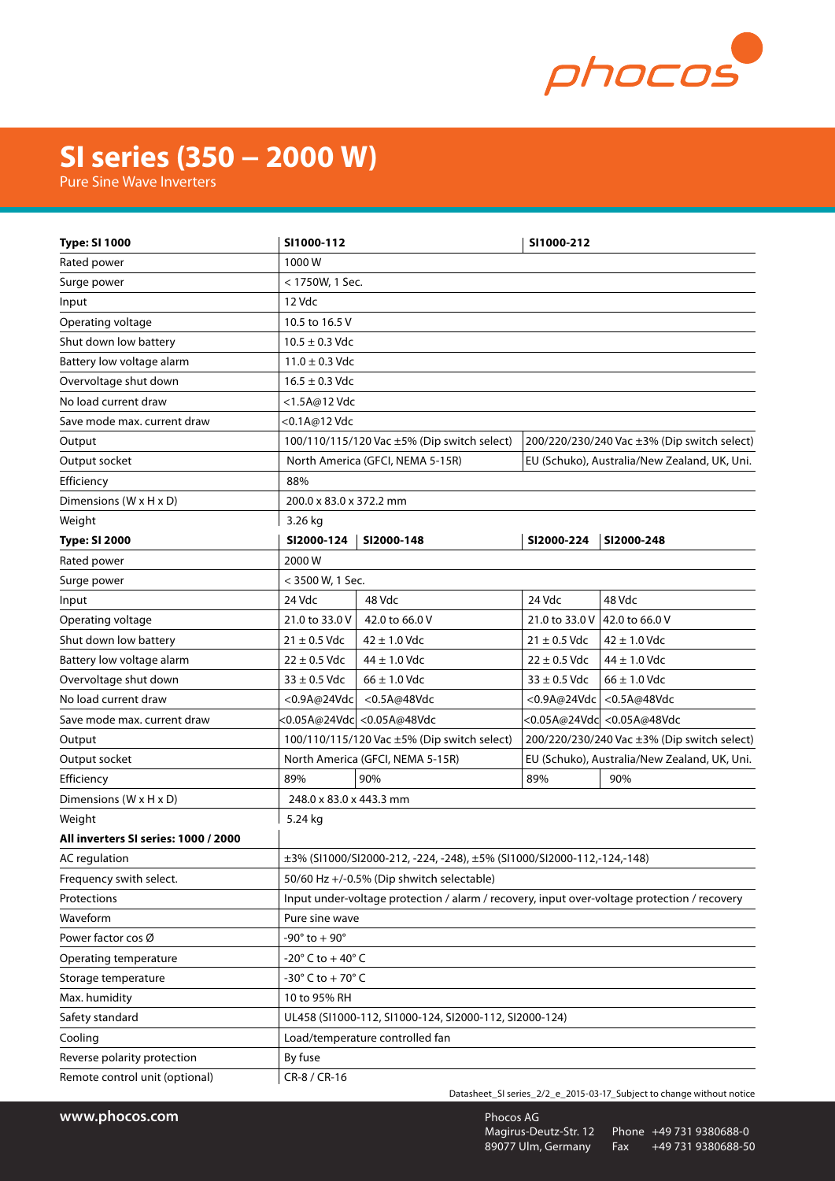# SI series (350 – 2000 W)

Pure Sine Wave Inverters

| **Type: SI 1000** | **SI1000-112** | | **SI1000-212** | |
|---|---|---|---|---|
| Rated power | 1000 W | | | |
| Surge power | < 1750W, 1 Sec. | | | |
| Input | 12 Vdc | | | |
| Operating voltage | 10.5 to 16.5 V | | | |
| Shut down low battery | 10.5 ± 0.3 Vdc | | | |
| Battery low voltage alarm | 11.0 ± 0.3 Vdc | | | |
| Overvoltage shut down | 16.5 ± 0.3 Vdc | | | |
| No load current draw | <1.5A@12 Vdc | | | |
| Save mode max. current draw | <0.1A@12 Vdc | | | |
| Output | 100/110/115/120 Vac ±5% (Dip switch select) | | 200/220/230/240 Vac ±3% (Dip switch select) | |
| Output socket | North America (GFCI, NEMA 5-15R) | | EU (Schuko), Australia/New Zealand, UK, Uni. | |
| Efficiency | 88% | | | |
| Dimensions (W x H x D) | 200.0 x 83.0 x 372.2 mm | | | |
| Weight | 3.26 kg | | | |
| **Type: SI 2000** | **SI2000-124** | **SI2000-148** | **SI2000-224** | **SI2000-248** |
| Rated power | 2000 W | | | |
| Surge power | < 3500 W, 1 Sec. | | | |
| Input | 24 Vdc | 48 Vdc | 24 Vdc | 48 Vdc |
| Operating voltage | 21.0 to 33.0 V | 42.0 to 66.0 V | 21.0 to 33.0 V | 42.0 to 66.0 V |
| Shut down low battery | 21 ± 0.5 Vdc | 42 ± 1.0 Vdc | 21 ± 0.5 Vdc | 42 ± 1.0 Vdc |
| Battery low voltage alarm | 22 ± 0.5 Vdc | 44 ± 1.0 Vdc | 22 ± 0.5 Vdc | 44 ± 1.0 Vdc |
| Overvoltage shut down | 33 ± 0.5 Vdc | 66 ± 1.0 Vdc | 33 ± 0.5 Vdc | 66 ± 1.0 Vdc |
| No load current draw | <0.9A@24Vdc | <0.5A@48Vdc | <0.9A@24Vdc | <0.5A@48Vdc |
| Save mode max. current draw | <0.05A@24Vdc | <0.05A@48Vdc | <0.05A@24Vdc | <0.05A@48Vdc |
| Output | 100/110/115/120 Vac ±5% (Dip switch select) | | 200/220/230/240 Vac ±3% (Dip switch select) | |
| Output socket | North America (GFCI, NEMA 5-15R) | | EU (Schuko), Australia/New Zealand, UK, Uni. | |
| Efficiency | 89% | 90% | 89% | 90% |
| Dimensions (W x H x D) | 248.0 x 83.0 x 443.3 mm | | | |
| Weight | 5.24 kg | | | |
| **All inverters SI series: 1000 / 2000** | | | | |
| AC regulation | ±3% (SI1000/SI2000-212, -224, -248), ±5% (SI1000/SI2000-112,-124,-148) | | | |
| Frequency swith select. | 50/60 Hz +/-0.5% (Dip shwitch selectable) | | | |
| Protections | Input under-voltage protection / alarm / recovery, input over-voltage protection / recovery | | | |
| Waveform | Pure sine wave | | | |
| Power factor cos Ø | -90° to + 90° | | | |
| Operating temperature | -20° C to + 40° C | | | |
| Storage temperature | -30° C to + 70° C | | | |
| Max. humidity | 10 to 95% RH | | | |
| Safety standard | UL458 (SI1000-112, SI1000-124, SI2000-112, SI2000-124) | | | |
| Cooling | Load/temperature controlled fan | | | |
| Reverse polarity protection | By fuse | | | |
| Remote control unit (optional) | CR-8 / CR-16 | | | |

Datasheet_SI series_2/2_e_2015-03-17_Subject to change without notice

www.phocos.com

Phocos AG
Magirus-Deutz-Str. 12
89077 Ulm, Germany
Phone +49 731 9380688-0
Fax +49 731 9380688-50